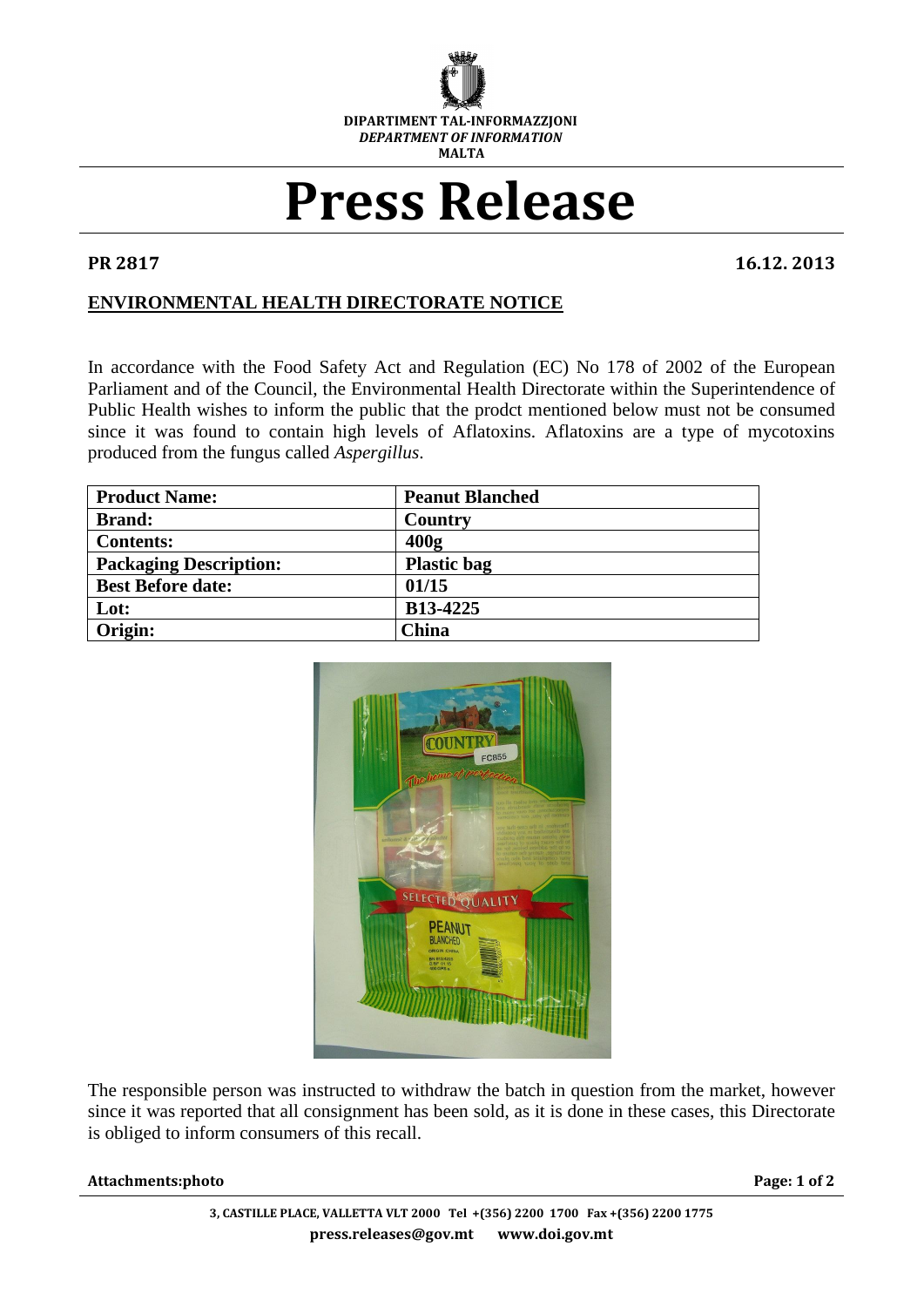DIPARTIMENT TAL-INFORMAZZJONI
*DEPARTMENT OF INFORMATION*
MALTA

# Press Release

**PR 2817** **16.12. 2013**

## ENVIRONMENTAL HEALTH DIRECTORATE NOTICE

In accordance with the Food Safety Act and Regulation (EC) No 178 of 2002 of the European Parliament and of the Council, the Environmental Health Directorate within the Superintendence of Public Health wishes to inform the public that the prodct mentioned below must not be consumed since it was found to contain high levels of Aflatoxins. Aflatoxins are a type of mycotoxins produced from the fungus called *Aspergillus*.

| **Product Name:** | **Peanut Blanched** |
| --- | --- |
| **Brand:** | **Country** |
| **Contents:** | **400g** |
| **Packaging Description:** | **Plastic bag** |
| **Best Before date:** | **01/15** |
| **Lot:** | **B13-4225** |
| **Origin:** | **China** |

The responsible person was instructed to withdraw the batch in question from the market, however since it was reported that all consignment has been sold, as it is done in these cases, this Directorate is obliged to inform consumers of this recall.

**Attachments:photo**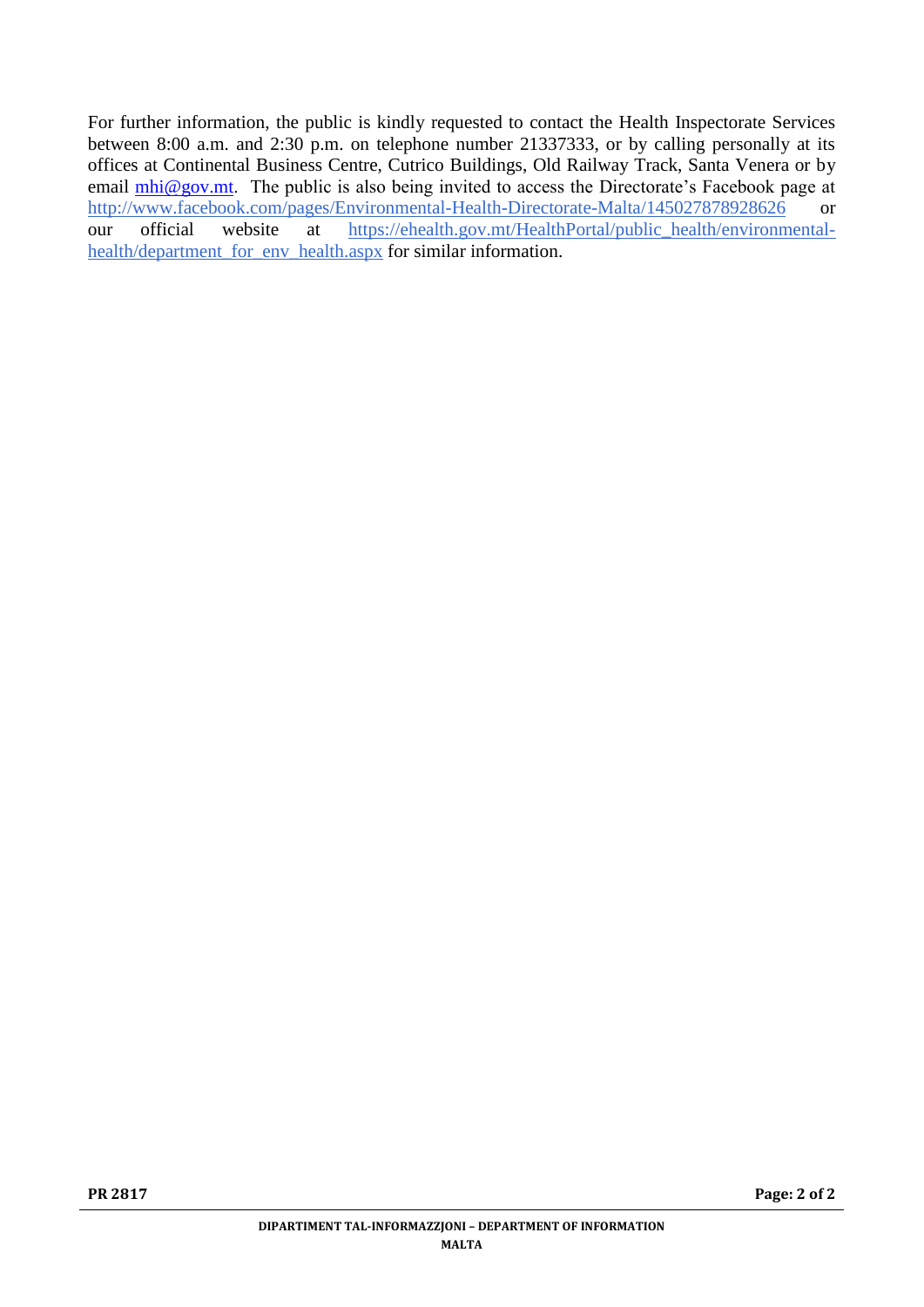For further information, the public is kindly requested to contact the Health Inspectorate Services between 8:00 a.m. and 2:30 p.m. on telephone number 21337333, or by calling personally at its offices at Continental Business Centre, Cutrico Buildings, Old Railway Track, Santa Venera or by email mhi@gov.mt. The public is also being invited to access the Directorate's Facebook page at http://www.facebook.com/pages/Environmental-Health-Directorate-Malta/145027878928626 or our official website at https://ehealth.gov.mt/HealthPortal/public_health/environmental-health/department_for_env_health.aspx for similar information.